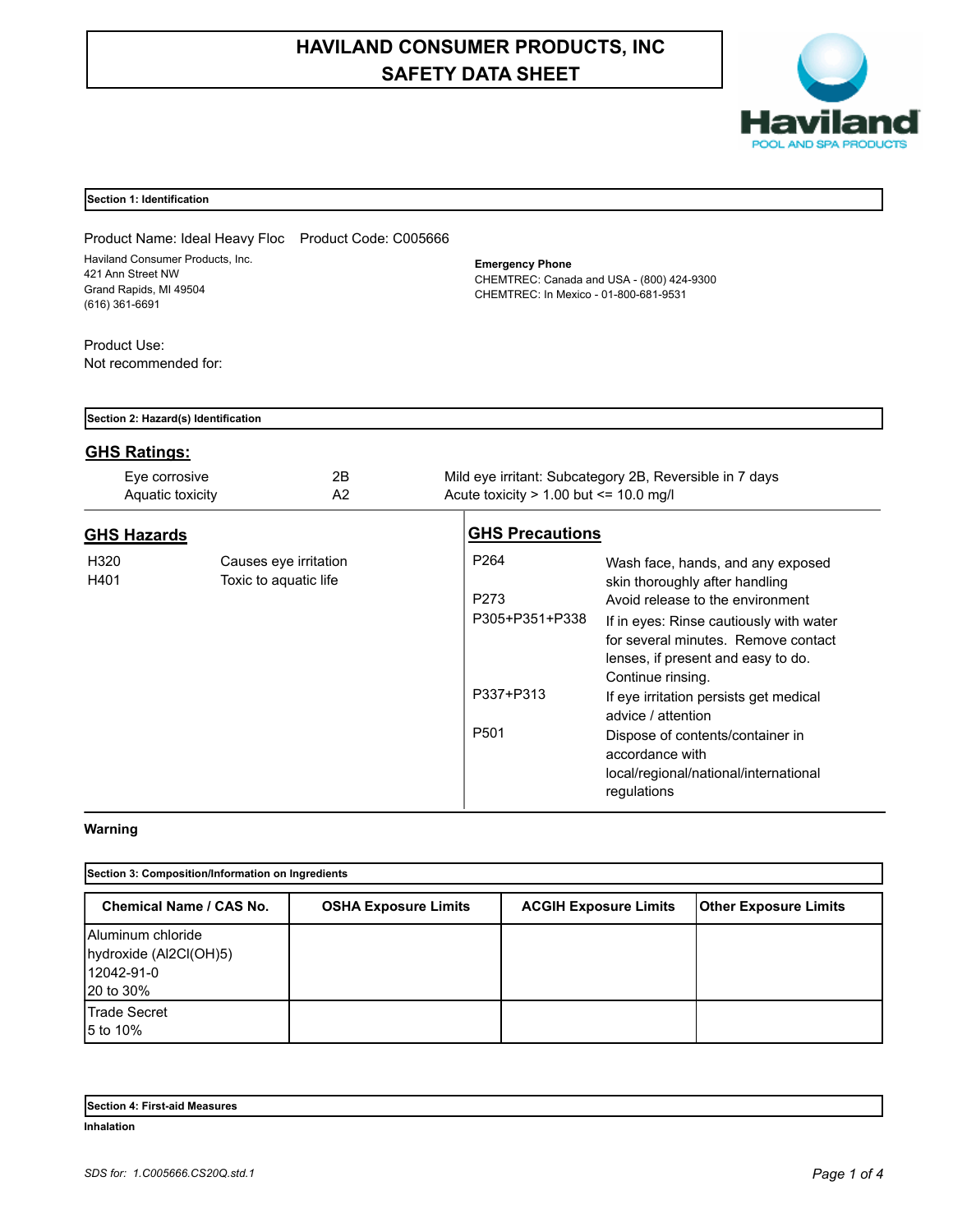# HAVILAND CONSUMER PRODUCTS, INC
# SAFETY DATA SHEET

Haviland
POOL AND SPA PRODUCTS

## Section 1: Identification

Product Name: Ideal Heavy Floc Product Code: C005666

Haviland Consumer Products, Inc.
421 Ann Street NW
Grand Rapids, MI 49504
(616) 361-6691

**Emergency Phone**
CHEMTREC: Canada and USA - (800) 424-9300
CHEMTREC: In Mexico - 01-800-681-9531

Product Use:
Not recommended for:

## Section 2: Hazard(s) Identification

### GHS Ratings:

| | | |
|---|---|---|
| Eye corrosive | 2B | Mild eye irritant: Subcategory 2B, Reversible in 7 days |
| Aquatic toxicity | A2 | Acute toxicity > 1.00 but <= 10.0 mg/l |

### GHS Hazards

| | |
|---|---|
| H320 | Causes eye irritation |
| H401 | Toxic to aquatic life |

### GHS Precautions

| | |
|---|---|
| P264 | Wash face, hands, and any exposed skin thoroughly after handling |
| P273 | Avoid release to the environment |
| P305+P351+P338 | If in eyes: Rinse cautiously with water for several minutes. Remove contact lenses, if present and easy to do. Continue rinsing. |
| P337+P313 | If eye irritation persists get medical advice / attention |
| P501 | Dispose of contents/container in accordance with local/regional/national/international regulations |

**Warning**

## Section 3: Composition/Information on Ingredients

| Chemical Name / CAS No. | OSHA Exposure Limits | ACGIH Exposure Limits | Other Exposure Limits |
|---|---|---|---|
| Aluminum chloride hydroxide ($Al_2Cl(OH)_5$) 12042-91-0 20 to 30% | | | |
| Trade Secret 5 to 10% | | | |

## Section 4: First-aid Measures

**Inhalation**

SDS for: 1.C005666.CS20Q.std.1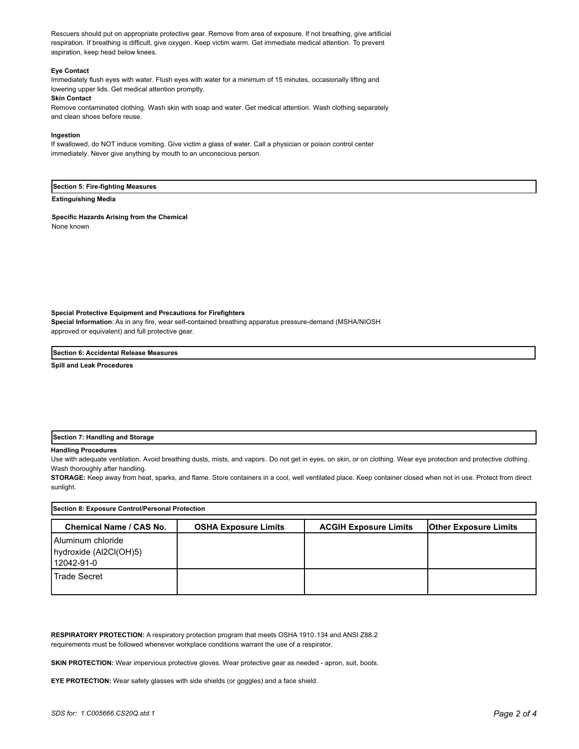Rescuers should put on appropriate protective gear. Remove from area of exposure. If not breathing, give artificial respiration. If breathing is difficult, give oxygen. Keep victim warm. Get immediate medical attention. To prevent aspiration, keep head below knees.

**Eye Contact**

Immediately flush eyes with water. Flush eyes with water for a minimum of 15 minutes, occasionally lifting and lowering upper lids. Get medical attention promptly.

**Skin Contact**

Remove contaminated clothing. Wash skin with soap and water. Get medical attention. Wash clothing separately and clean shoes before reuse.

**Ingestion**

If swallowed, do NOT induce vomiting. Give victim a glass of water. Call a physician or poison control center immediately. Never give anything by mouth to an unconscious person.

## Section 5: Fire-fighting Measures

**Extinguishing Media**

**Specific Hazards Arising from the Chemical**

None known

**Special Protective Equipment and Precautions for Firefighters**

**Special Information**: As in any fire, wear self-contained breathing apparatus pressure-demand (MSHA/NIOSH approved or equivalent) and full protective gear.

## Section 6: Accidental Release Measures

**Spill and Leak Procedures**

## Section 7: Handling and Storage

**Handling Procedures**

Use with adequate ventilation. Avoid breathing dusts, mists, and vapors. Do not get in eyes, on skin, or on clothing. Wear eye protection and protective clothing. Wash thoroughly after handling.

**STORAGE:** Keep away from heat, sparks, and flame. Store containers in a cool, well ventilated place. Keep container closed when not in use. Protect from direct sunlight.

## Section 8: Exposure Control/Personal Protection

| Chemical Name / CAS No. | OSHA Exposure Limits | ACGIH Exposure Limits | Other Exposure Limits |
|---|---|---|---|
| Aluminum chloride hydroxide ($Al_2Cl(OH)_5$) 12042-91-0 | | | |
| Trade Secret | | | |

**RESPIRATORY PROTECTION:** A respiratory protection program that meets OSHA 1910.134 and ANSI Z88.2 requirements must be followed whenever workplace conditions warrant the use of a respirator.

**SKIN PROTECTION:** Wear impervious protective gloves. Wear protective gear as needed - apron, suit, boots.

**EYE PROTECTION:** Wear safety glasses with side shields (or goggles) and a face shield.

*SDS for: 1.C005666.CS20Q.std.1*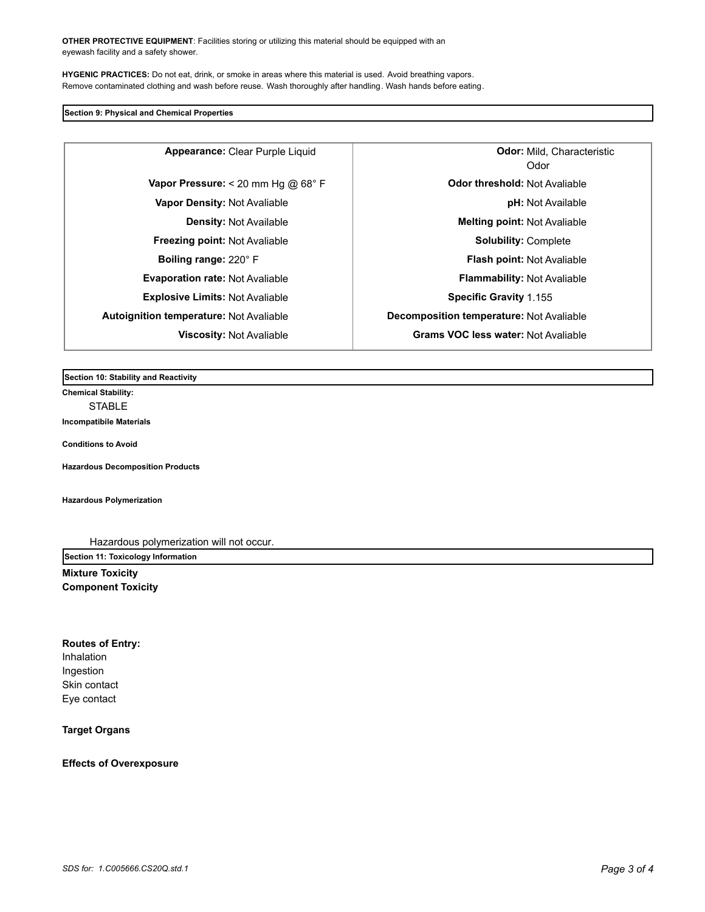**OTHER PROTECTIVE EQUIPMENT**: Facilities storing or utilizing this material should be equipped with an eyewash facility and a safety shower.

**HYGENIC PRACTICES:** Do not eat, drink, or smoke in areas where this material is used. Avoid breathing vapors. Remove contaminated clothing and wash before reuse. Wash thoroughly after handling. Wash hands before eating.

## Section 9: Physical and Chemical Properties

| | | | |
|---|---|---|---|
| **Appearance:** | Clear Purple Liquid | **Odor:** | Mild, Characteristic Odor |
| **Vapor Pressure:** | < 20 mm Hg @ 68° F | **Odor threshold:** | Not Avaliable |
| **Vapor Density:** | Not Avaliable | **pH:** | Not Available |
| **Density:** | Not Available | **Melting point:** | Not Avaliable |
| **Freezing point:** | Not Avaliable | **Solubility:** | Complete |
| **Boiling range:** | 220° F | **Flash point:** | Not Avaliable |
| **Evaporation rate:** | Not Avaliable | **Flammability:** | Not Avaliable |
| **Explosive Limits:** | Not Avaliable | **Specific Gravity** | 1.155 |
| **Autoignition temperature:** | Not Avaliable | **Decomposition temperature:** | Not Avaliable |
| **Viscosity:** | Not Avaliable | **Grams VOC less water:** | Not Avaliable |

## Section 10: Stability and Reactivity

**Chemical Stability:**

STABLE

**Incompatibile Materials**

**Conditions to Avoid**

**Hazardous Decomposition Products**

**Hazardous Polymerization**

Hazardous polymerization will not occur.

## Section 11: Toxicology Information

**Mixture Toxicity**

**Component Toxicity**

**Routes of Entry:**

Inhalation
Ingestion
Skin contact
Eye contact

**Target Organs**

**Effects of Overexposure**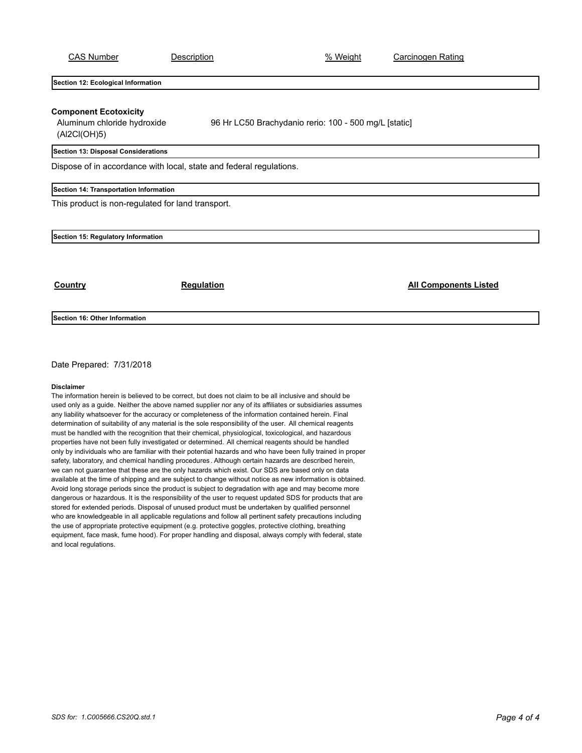| CAS Number | Description | % Weight | Carcinogen Rating |
| --- | --- | --- | --- |

## Section 12: Ecological Information

**Component Ecotoxicity**

| | |
| --- | --- |
| Aluminum chloride hydroxide ($Al_2Cl(OH)_5$) | 96 Hr LC50 Brachydanio rerio: 100 - 500 mg/L [static] |

## Section 13: Disposal Considerations

Dispose of in accordance with local, state and federal regulations.

## Section 14: Transportation Information

This product is non-regulated for land transport.

## Section 15: Regulatory Information

| **Country** | **Regulation** | **All Components Listed** |
| --- | --- | --- |

## Section 16: Other Information

Date Prepared: 7/31/2018

**Disclaimer**

The information herein is believed to be correct, but does not claim to be all inclusive and should be used only as a guide. Neither the above named supplier nor any of its affiliates or subsidiaries assumes any liability whatsoever for the accuracy or completeness of the information contained herein. Final determination of suitability of any material is the sole responsibility of the user. All chemical reagents must be handled with the recognition that their chemical, physiological, toxicological, and hazardous properties have not been fully investigated or determined. All chemical reagents should be handled only by individuals who are familiar with their potential hazards and who have been fully trained in proper safety, laboratory, and chemical handling procedures. Although certain hazards are described herein, we can not guarantee that these are the only hazards which exist. Our SDS are based only on data available at the time of shipping and are subject to change without notice as new information is obtained. Avoid long storage periods since the product is subject to degradation with age and may become more dangerous or hazardous. It is the responsibility of the user to request updated SDS for products that are stored for extended periods. Disposal of unused product must be undertaken by qualified personnel who are knowledgeable in all applicable regulations and follow all pertinent safety precautions including the use of appropriate protective equipment (e.g. protective goggles, protective clothing, breathing equipment, face mask, fume hood). For proper handling and disposal, always comply with federal, state and local regulations.